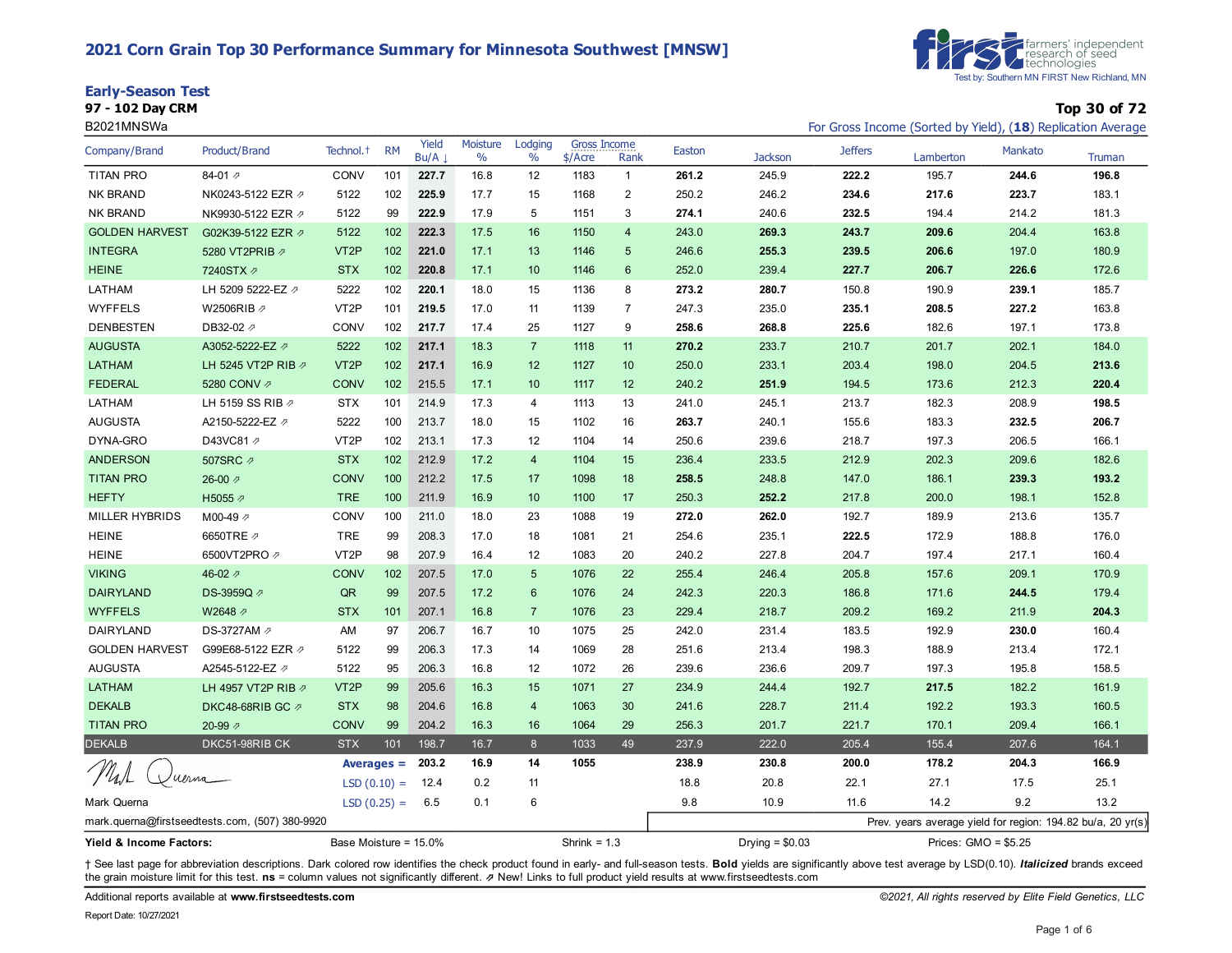# 2021 Corn Grain Top 30 Performance Summary for Minnesota Southwest [MNSW]

first farmers' independent research of seed technologies
Test by: Southern MN FIRST New Richland, MN

## Early-Season Test

**97 - 102 Day CRM**

B2021MNSWa

**Top 30 of 72**

For Gross Income (Sorted by Yield), (**18**) Replication Average

| Company/Brand | Product/Brand | Technol.† | RM | Yield Bu/A ↓ | Moisture % | Lodging % | Gross Income $/Acre | Gross Income Rank | Easton | Jackson | Jeffers | Lamberton | Mankato | Truman |
|---|---|---|---|---|---|---|---|---|---|---|---|---|---|---|
| TITAN PRO | 84-01 ⇗ | CONV | 101 | **227.7** | 16.8 | 12 | 1183 | 1 | **261.2** | 245.9 | **222.2** | 195.7 | **244.6** | **196.8** |
| NK BRAND | NK0243-5122 EZR ⇗ | 5122 | 102 | **225.9** | 17.7 | 15 | 1168 | 2 | 250.2 | 246.2 | **234.6** | **217.6** | **223.7** | 183.1 |
| NK BRAND | NK9930-5122 EZR ⇗ | 5122 | 99 | **222.9** | 17.9 | 5 | 1151 | 3 | **274.1** | 240.6 | **232.5** | 194.4 | 214.2 | 181.3 |
| GOLDEN HARVEST | G02K39-5122 EZR ⇗ | 5122 | 102 | **222.3** | 17.5 | 16 | 1150 | 4 | 243.0 | **269.3** | **243.7** | **209.6** | 204.4 | 163.8 |
| INTEGRA | 5280 VT2PRIB ⇗ | VT2P | 102 | **221.0** | 17.1 | 13 | 1146 | 5 | 246.6 | **255.3** | **239.5** | **206.6** | 197.0 | 180.9 |
| HEINE | 7240STX ⇗ | STX | 102 | **220.8** | 17.1 | 10 | 1146 | 6 | 252.0 | 239.4 | **227.7** | **206.7** | **226.6** | 172.6 |
| LATHAM | LH 5209 5222-EZ ⇗ | 5222 | 102 | **220.1** | 18.0 | 15 | 1136 | 8 | **273.2** | **280.7** | 150.8 | 190.9 | **239.1** | 185.7 |
| WYFFELS | W2506RIB ⇗ | VT2P | 101 | **219.5** | 17.0 | 11 | 1139 | 7 | 247.3 | 235.0 | **235.1** | **208.5** | **227.2** | 163.8 |
| DENBESTEN | DB32-02 ⇗ | CONV | 102 | **217.7** | 17.4 | 25 | 1127 | 9 | **258.6** | **268.8** | **225.6** | 182.6 | 197.1 | 173.8 |
| AUGUSTA | A3052-5222-EZ ⇗ | 5222 | 102 | **217.1** | 18.3 | 7 | 1118 | 11 | **270.2** | 233.7 | 210.7 | 201.7 | 202.1 | 184.0 |
| LATHAM | LH 5245 VT2P RIB ⇗ | VT2P | 102 | **217.1** | 16.9 | 12 | 1127 | 10 | 250.0 | 233.1 | 203.4 | 198.0 | 204.5 | **213.6** |
| FEDERAL | 5280 CONV ⇗ | CONV | 102 | 215.5 | 17.1 | 10 | 1117 | 12 | 240.2 | **251.9** | 194.5 | 173.6 | 212.3 | **220.4** |
| LATHAM | LH 5159 SS RIB ⇗ | STX | 101 | 214.9 | 17.3 | 4 | 1113 | 13 | 241.0 | 245.1 | 213.7 | 182.3 | 208.9 | **198.5** |
| AUGUSTA | A2150-5222-EZ ⇗ | 5222 | 100 | 213.7 | 18.0 | 15 | 1102 | 16 | **263.7** | 240.1 | 155.6 | 183.3 | **232.5** | **206.7** |
| DYNA-GRO | D43VC81 ⇗ | VT2P | 102 | 213.1 | 17.3 | 12 | 1104 | 14 | 250.6 | 239.6 | 218.7 | 197.3 | 206.5 | 166.1 |
| ANDERSON | 507SRC ⇗ | STX | 102 | 212.9 | 17.2 | 4 | 1104 | 15 | 236.4 | 233.5 | 212.9 | 202.3 | 209.6 | 182.6 |
| TITAN PRO | 26-00 ⇗ | CONV | 100 | 212.2 | 17.5 | 17 | 1098 | 18 | **258.5** | 248.8 | 147.0 | 186.1 | **239.3** | **193.2** |
| HEFTY | H5055 ⇗ | TRE | 100 | 211.9 | 16.9 | 10 | 1100 | 17 | 250.3 | **252.2** | 217.8 | 200.0 | 198.1 | 152.8 |
| MILLER HYBRIDS | M00-49 ⇗ | CONV | 100 | 211.0 | 18.0 | 23 | 1088 | 19 | **272.0** | **262.0** | 192.7 | 189.9 | 213.6 | 135.7 |
| HEINE | 6650TRE ⇗ | TRE | 99 | 208.3 | 17.0 | 18 | 1081 | 21 | 254.6 | 235.1 | **222.5** | 172.9 | 188.8 | 176.0 |
| HEINE | 6500VT2PRO ⇗ | VT2P | 98 | 207.9 | 16.4 | 12 | 1083 | 20 | 240.2 | 227.8 | 204.7 | 197.4 | 217.1 | 160.4 |
| VIKING | 46-02 ⇗ | CONV | 102 | 207.5 | 17.0 | 5 | 1076 | 22 | 255.4 | 246.4 | 205.8 | 157.6 | 209.1 | 170.9 |
| DAIRYLAND | DS-3959Q ⇗ | QR | 99 | 207.5 | 17.2 | 6 | 1076 | 24 | 242.3 | 220.3 | 186.8 | 171.6 | **244.5** | 179.4 |
| WYFFELS | W2648 ⇗ | STX | 101 | 207.1 | 16.8 | 7 | 1076 | 23 | 229.4 | 218.7 | 209.2 | 169.2 | 211.9 | **204.3** |
| DAIRYLAND | DS-3727AM ⇗ | AM | 97 | 206.7 | 16.7 | 10 | 1075 | 25 | 242.0 | 231.4 | 183.5 | 192.9 | **230.0** | 160.4 |
| GOLDEN HARVEST | G99E68-5122 EZR ⇗ | 5122 | 99 | 206.3 | 17.3 | 14 | 1069 | 28 | 251.6 | 213.4 | 198.3 | 188.9 | 213.4 | 172.1 |
| AUGUSTA | A2545-5122-EZ ⇗ | 5122 | 95 | 206.3 | 16.8 | 12 | 1072 | 26 | 239.6 | 236.6 | 209.7 | 197.3 | 195.8 | 158.5 |
| LATHAM | LH 4957 VT2P RIB ⇗ | VT2P | 99 | 205.6 | 16.3 | 15 | 1071 | 27 | 234.9 | 244.4 | 192.7 | **217.5** | 182.2 | 161.9 |
| DEKALB | DKC48-68RIB GC ⇗ | STX | 98 | 204.6 | 16.8 | 4 | 1063 | 30 | 241.6 | 228.7 | 211.4 | 192.2 | 193.3 | 160.5 |
| TITAN PRO | 20-99 ⇗ | CONV | 99 | 204.2 | 16.3 | 16 | 1064 | 29 | 256.3 | 201.7 | 221.7 | 170.1 | 209.4 | 166.1 |
| DEKALB | DKC51-98RIB CK | STX | 101 | 198.7 | 16.7 | 8 | 1033 | 49 | 237.9 | 222.0 | 205.4 | 155.4 | 207.6 | 164.1 |
| | | | **Averages =** | **203.2** | **16.9** | **14** | **1055** | | **238.9** | **230.8** | **200.0** | **178.2** | **204.3** | **166.9** |
| | | | LSD (0.10) = | 12.4 | 0.2 | 11 | | | 18.8 | 20.8 | 22.1 | 27.1 | 17.5 | 25.1 |
| | | | LSD (0.25) = | 6.5 | 0.1 | 6 | | | 9.8 | 10.9 | 11.6 | 14.2 | 9.2 | 13.2 |

Mark Querna
mark.querna@firstseedtests.com, (507) 380-9920

Prev. years average yield for region: 194.82 bu/a, 20 yr(s)

**Yield & Income Factors:** Base Moisture = 15.0% Shrink = 1.3 Drying = $0.03 Prices: GMO = $5.25

† See last page for abbreviation descriptions. Dark colored row identifies the check product found in early- and full-season tests. **Bold** yields are significantly above test average by LSD(0.10). ***Italicized*** brands exceed the grain moisture limit for this test. **ns** = column values not significantly different. ⇗ New! Links to full product yield results at www.firstseedtests.com

Additional reports available at **www.firstseedtests.com**

©2021, All rights reserved by Elite Field Genetics, LLC

Report Date: 10/27/2021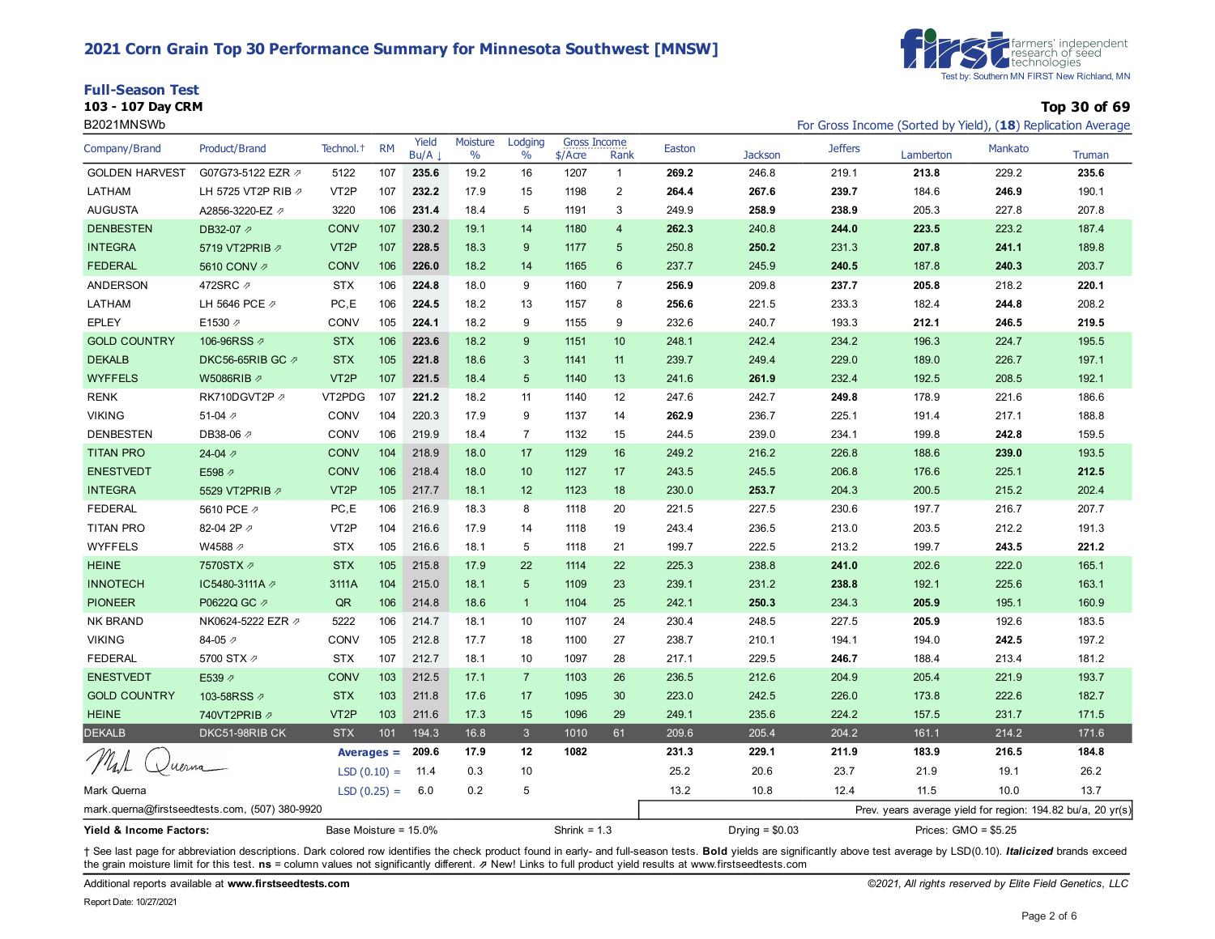# 2021 Corn Grain Top 30 Performance Summary for Minnesota Southwest [MNSW]

farmers' independent research of seed technologies
Test by: Southern MN FIRST New Richland, MN

## Full-Season Test

**103 - 107 Day CRM**

B2021MNSWb

**Top 30 of 69**

For Gross Income (Sorted by Yield), (**18**) Replication Average

| Company/Brand | Product/Brand | Technol.† | RM | Yield Bu/A ↓ | Moisture % | Lodging % | Gross Income $/Acre | Gross Income Rank | Easton | Jackson | Jeffers | Lamberton | Mankato | Truman |
|---|---|---|---|---|---|---|---|---|---|---|---|---|---|---|
| GOLDEN HARVEST | G07G73-5122 EZR ⇗ | 5122 | 107 | **235.6** | 19.2 | 16 | 1207 | 1 | **269.2** | 246.8 | 219.1 | **213.8** | 229.2 | **235.6** |
| LATHAM | LH 5725 VT2P RIB ⇗ | VT2P | 107 | **232.2** | 17.9 | 15 | 1198 | 2 | **264.4** | **267.6** | **239.7** | 184.6 | **246.9** | 190.1 |
| AUGUSTA | A2856-3220-EZ ⇗ | 3220 | 106 | **231.4** | 18.4 | 5 | 1191 | 3 | 249.9 | **258.9** | **238.9** | 205.3 | 227.8 | 207.8 |
| DENBESTEN | DB32-07 ⇗ | CONV | 107 | **230.2** | 19.1 | 14 | 1180 | 4 | **262.3** | 240.8 | **244.0** | **223.5** | 223.2 | 187.4 |
| INTEGRA | 5719 VT2PRIB ⇗ | VT2P | 107 | **228.5** | 18.3 | 9 | 1177 | 5 | 250.8 | **250.2** | 231.3 | **207.8** | **241.1** | 189.8 |
| FEDERAL | 5610 CONV ⇗ | CONV | 106 | **226.0** | 18.2 | 14 | 1165 | 6 | 237.7 | 245.9 | **240.5** | 187.8 | **240.3** | 203.7 |
| ANDERSON | 472SRC ⇗ | STX | 106 | **224.8** | 18.0 | 9 | 1160 | 7 | **256.9** | 209.8 | **237.7** | **205.8** | 218.2 | **220.1** |
| LATHAM | LH 5646 PCE ⇗ | PC,E | 106 | **224.5** | 18.2 | 13 | 1157 | 8 | **256.6** | 221.5 | 233.3 | 182.4 | **244.8** | 208.2 |
| EPLEY | E1530 ⇗ | CONV | 105 | **224.1** | 18.2 | 9 | 1155 | 9 | 232.6 | 240.7 | 193.3 | **212.1** | **246.5** | **219.5** |
| GOLD COUNTRY | 106-96RSS ⇗ | STX | 106 | **223.6** | 18.2 | 9 | 1151 | 10 | 248.1 | 242.4 | 234.2 | 196.3 | 224.7 | 195.5 |
| DEKALB | DKC56-65RIB GC ⇗ | STX | 105 | **221.8** | 18.6 | 3 | 1141 | 11 | 239.7 | 249.4 | 229.0 | 189.0 | 226.7 | 197.1 |
| WYFFELS | W5086RIB ⇗ | VT2P | 107 | **221.5** | 18.4 | 5 | 1140 | 13 | 241.6 | **261.9** | 232.4 | 192.5 | 208.5 | 192.1 |
| RENK | RK710DGVT2P ⇗ | VT2PDG | 107 | **221.2** | 18.2 | 11 | 1140 | 12 | 247.6 | 242.7 | **249.8** | 178.9 | 221.6 | 186.6 |
| VIKING | 51-04 ⇗ | CONV | 104 | 220.3 | 17.9 | 9 | 1137 | 14 | **262.9** | 236.7 | 225.1 | 191.4 | 217.1 | 188.8 |
| DENBESTEN | DB38-06 ⇗ | CONV | 106 | 219.9 | 18.4 | 7 | 1132 | 15 | 244.5 | 239.0 | 234.1 | 199.8 | **242.8** | 159.5 |
| TITAN PRO | 24-04 ⇗ | CONV | 104 | 218.9 | 18.0 | 17 | 1129 | 16 | 249.2 | 216.2 | 226.8 | 188.6 | **239.0** | 193.5 |
| ENESTVEDT | E598 ⇗ | CONV | 106 | 218.4 | 18.0 | 10 | 1127 | 17 | 243.5 | 245.5 | 206.8 | 176.6 | 225.1 | **212.5** |
| INTEGRA | 5529 VT2PRIB ⇗ | VT2P | 105 | 217.7 | 18.1 | 12 | 1123 | 18 | 230.0 | **253.7** | 204.3 | 200.5 | 215.2 | 202.4 |
| FEDERAL | 5610 PCE ⇗ | PC,E | 106 | 216.9 | 18.3 | 8 | 1118 | 20 | 221.5 | 227.5 | 230.6 | 197.7 | 216.7 | 207.7 |
| TITAN PRO | 82-04 2P ⇗ | VT2P | 104 | 216.6 | 17.9 | 14 | 1118 | 19 | 243.4 | 236.5 | 213.0 | 203.5 | 212.2 | 191.3 |
| WYFFELS | W4588 ⇗ | STX | 105 | 216.6 | 18.1 | 5 | 1118 | 21 | 199.7 | 222.5 | 213.2 | 199.7 | **243.5** | **221.2** |
| HEINE | 7570STX ⇗ | STX | 105 | 215.8 | 17.9 | 22 | 1114 | 22 | 225.3 | 238.8 | **241.0** | 202.6 | 222.0 | 165.1 |
| INNOTECH | IC5480-3111A ⇗ | 3111A | 104 | 215.0 | 18.1 | 5 | 1109 | 23 | 239.1 | 231.2 | **238.8** | 192.1 | 225.6 | 163.1 |
| PIONEER | P0622Q GC ⇗ | QR | 106 | 214.8 | 18.6 | 1 | 1104 | 25 | 242.1 | **250.3** | 234.3 | **205.9** | 195.1 | 160.9 |
| NK BRAND | NK0624-5222 EZR ⇗ | 5222 | 106 | 214.7 | 18.1 | 10 | 1107 | 24 | 230.4 | 248.5 | 227.5 | **205.9** | 192.6 | 183.5 |
| VIKING | 84-05 ⇗ | CONV | 105 | 212.8 | 17.7 | 18 | 1100 | 27 | 238.7 | 210.1 | 194.1 | 194.0 | **242.5** | 197.2 |
| FEDERAL | 5700 STX ⇗ | STX | 107 | 212.7 | 18.1 | 10 | 1097 | 28 | 217.1 | 229.5 | **246.7** | 188.4 | 213.4 | 181.2 |
| ENESTVEDT | E539 ⇗ | CONV | 103 | 212.5 | 17.1 | 7 | 1103 | 26 | 236.5 | 212.6 | 204.9 | 205.4 | 221.9 | 193.7 |
| GOLD COUNTRY | 103-58RSS ⇗ | STX | 103 | 211.8 | 17.6 | 17 | 1095 | 30 | 223.0 | 242.5 | 226.0 | 173.8 | 222.6 | 182.7 |
| HEINE | 740VT2PRIB ⇗ | VT2P | 103 | 211.6 | 17.3 | 15 | 1096 | 29 | 249.1 | 235.6 | 224.2 | 157.5 | 231.7 | 171.5 |
| DEKALB | DKC51-98RIB CK | STX | 101 | 194.3 | 16.8 | 3 | 1010 | 61 | 209.6 | 205.4 | 204.2 | 161.1 | 214.2 | 171.6 |
| | | | **Averages =** | **209.6** | **17.9** | **12** | **1082** | | **231.3** | **229.1** | **211.9** | **183.9** | **216.5** | **184.8** |
| | | | LSD (0.10) = | 11.4 | 0.3 | 10 | | | 25.2 | 20.6 | 23.7 | 21.9 | 19.1 | 26.2 |
| | | | LSD (0.25) = | 6.0 | 0.2 | 5 | | | 13.2 | 10.8 | 12.4 | 11.5 | 10.0 | 13.7 |

Mark Querna
mark.querna@firstseedtests.com, (507) 380-9920

Prev. years average yield for region: 194.82 bu/a, 20 yr(s)

**Yield & Income Factors:** Base Moisture = 15.0% Shrink = 1.3 Drying = $0.03 Prices: GMO = $5.25

† See last page for abbreviation descriptions. Dark colored row identifies the check product found in early- and full-season tests. **Bold** yields are significantly above test average by LSD(0.10). ***Italicized*** brands exceed the grain moisture limit for this test. **ns** = column values not significantly different. ⇗ New! Links to full product yield results at www.firstseedtests.com

Additional reports available at **www.firstseedtests.com**

*©2021, All rights reserved by Elite Field Genetics, LLC*

Report Date: 10/27/2021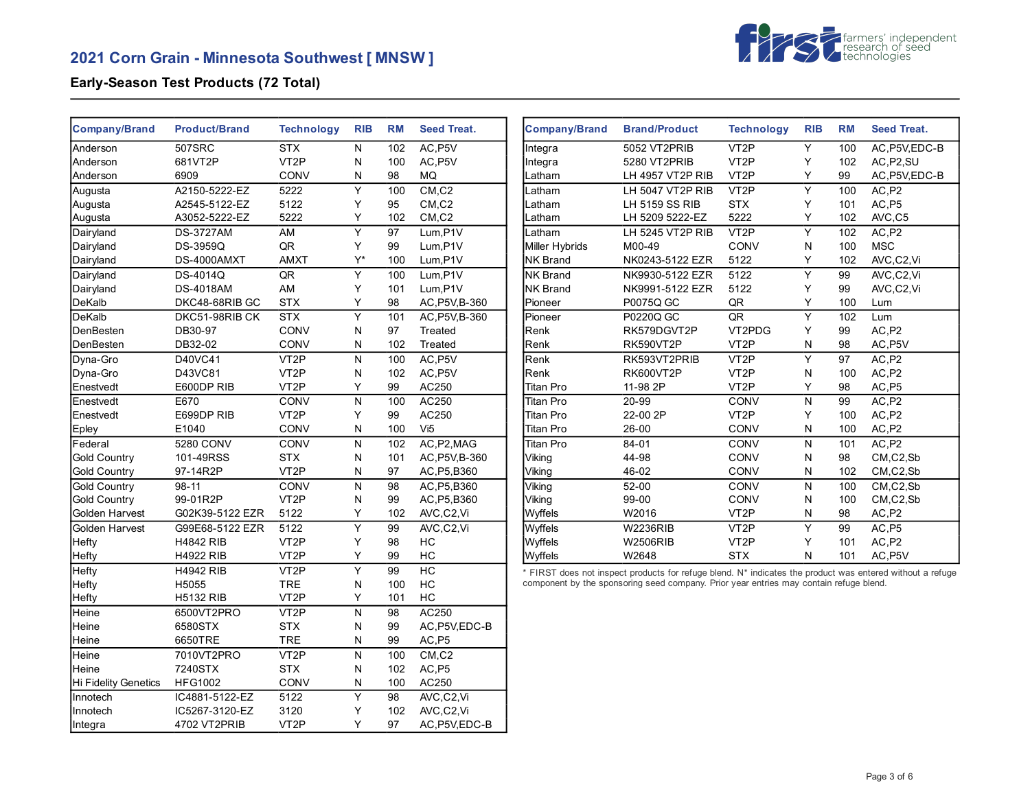## 2021 Corn Grain - Minnesota Southwest [ MNSW ]

### Early-Season Test Products (72 Total)

| Company/Brand | Product/Brand | Technology | RIB | RM | Seed Treat. |
|---|---|---|---|---|---|
| Anderson | 507SRC | STX | N | 102 | AC,P5V |
| Anderson | 681VT2P | VT2P | N | 100 | AC,P5V |
| Anderson | 6909 | CONV | N | 98 | MQ |
| Augusta | A2150-5222-EZ | 5222 | Y | 100 | CM,C2 |
| Augusta | A2545-5122-EZ | 5122 | Y | 95 | CM,C2 |
| Augusta | A3052-5222-EZ | 5222 | Y | 102 | CM,C2 |
| Dairyland | DS-3727AM | AM | Y | 97 | Lum,P1V |
| Dairyland | DS-3959Q | QR | Y | 99 | Lum,P1V |
| Dairyland | DS-4000AMXT | AMXT | Y* | 100 | Lum,P1V |
| Dairyland | DS-4014Q | QR | Y | 100 | Lum,P1V |
| Dairyland | DS-4018AM | AM | Y | 101 | Lum,P1V |
| DeKalb | DKC48-68RIB GC | STX | Y | 98 | AC,P5V,B-360 |
| DeKalb | DKC51-98RIB CK | STX | Y | 101 | AC,P5V,B-360 |
| DenBesten | DB30-97 | CONV | N | 97 | Treated |
| DenBesten | DB32-02 | CONV | N | 102 | Treated |
| Dyna-Gro | D40VC41 | VT2P | N | 100 | AC,P5V |
| Dyna-Gro | D43VC81 | VT2P | N | 102 | AC,P5V |
| Enestvedt | E600DP RIB | VT2P | Y | 99 | AC250 |
| Enestvedt | E670 | CONV | N | 100 | AC250 |
| Enestvedt | E699DP RIB | VT2P | Y | 99 | AC250 |
| Epley | E1040 | CONV | N | 100 | Vi5 |
| Federal | 5280 CONV | CONV | N | 102 | AC,P2,MAG |
| Gold Country | 101-49RSS | STX | N | 101 | AC,P5V,B-360 |
| Gold Country | 97-14R2P | VT2P | N | 97 | AC,P5,B360 |
| Gold Country | 98-11 | CONV | N | 98 | AC,P5,B360 |
| Gold Country | 99-01R2P | VT2P | N | 99 | AC,P5,B360 |
| Golden Harvest | G02K39-5122 EZR | 5122 | Y | 102 | AVC,C2,Vi |
| Golden Harvest | G99E68-5122 EZR | 5122 | Y | 99 | AVC,C2,Vi |
| Hefty | H4842 RIB | VT2P | Y | 98 | HC |
| Hefty | H4922 RIB | VT2P | Y | 99 | HC |
| Hefty | H4942 RIB | VT2P | Y | 99 | HC |
| Hefty | H5055 | TRE | N | 100 | HC |
| Hefty | H5132 RIB | VT2P | Y | 101 | HC |
| Heine | 6500VT2PRO | VT2P | N | 98 | AC250 |
| Heine | 6580STX | STX | N | 99 | AC,P5V,EDC-B |
| Heine | 6650TRE | TRE | N | 99 | AC,P5 |
| Heine | 7010VT2PRO | VT2P | N | 100 | CM,C2 |
| Heine | 7240STX | STX | N | 102 | AC,P5 |
| Hi Fidelity Genetics | HFG1002 | CONV | N | 100 | AC250 |
| Innotech | IC4881-5122-EZ | 5122 | Y | 98 | AVC,C2,Vi |
| Innotech | IC5267-3120-EZ | 3120 | Y | 102 | AVC,C2,Vi |
| Integra | 4702 VT2PRIB | VT2P | Y | 97 | AC,P5V,EDC-B |

| Company/Brand | Brand/Product | Technology | RIB | RM | Seed Treat. |
|---|---|---|---|---|---|
| Integra | 5052 VT2PRIB | VT2P | Y | 100 | AC,P5V,EDC-B |
| Integra | 5280 VT2PRIB | VT2P | Y | 102 | AC,P2,SU |
| Latham | LH 4957 VT2P RIB | VT2P | Y | 99 | AC,P5V,EDC-B |
| Latham | LH 5047 VT2P RIB | VT2P | Y | 100 | AC,P2 |
| Latham | LH 5159 SS RIB | STX | Y | 101 | AC,P5 |
| Latham | LH 5209 5222-EZ | 5222 | Y | 102 | AVC,C5 |
| Latham | LH 5245 VT2P RIB | VT2P | Y | 102 | AC,P2 |
| Miller Hybrids | M00-49 | CONV | N | 100 | MSC |
| NK Brand | NK0243-5122 EZR | 5122 | Y | 102 | AVC,C2,Vi |
| NK Brand | NK9930-5122 EZR | 5122 | Y | 99 | AVC,C2,Vi |
| NK Brand | NK9991-5122 EZR | 5122 | Y | 99 | AVC,C2,Vi |
| Pioneer | P0075Q GC | QR | Y | 100 | Lum |
| Pioneer | P0220Q GC | QR | Y | 102 | Lum |
| Renk | RK579DGVT2P | VT2PDG | Y | 99 | AC,P2 |
| Renk | RK590VT2P | VT2P | N | 98 | AC,P5V |
| Renk | RK593VT2PRIB | VT2P | Y | 97 | AC,P2 |
| Renk | RK600VT2P | VT2P | N | 100 | AC,P2 |
| Titan Pro | 11-98 2P | VT2P | Y | 98 | AC,P5 |
| Titan Pro | 20-99 | CONV | N | 99 | AC,P2 |
| Titan Pro | 22-00 2P | VT2P | Y | 100 | AC,P2 |
| Titan Pro | 26-00 | CONV | N | 100 | AC,P2 |
| Titan Pro | 84-01 | CONV | N | 101 | AC,P2 |
| Viking | 44-98 | CONV | N | 98 | CM,C2,Sb |
| Viking | 46-02 | CONV | N | 102 | CM,C2,Sb |
| Viking | 52-00 | CONV | N | 100 | CM,C2,Sb |
| Viking | 99-00 | CONV | N | 100 | CM,C2,Sb |
| Wyffels | W2016 | VT2P | N | 98 | AC,P2 |
| Wyffels | W2236RIB | VT2P | Y | 99 | AC,P5 |
| Wyffels | W2506RIB | VT2P | Y | 101 | AC,P2 |
| Wyffels | W2648 | STX | N | 101 | AC,P5V |

\* FIRST does not inspect products for refuge blend. N* indicates the product was entered without a refuge component by the sponsoring seed company. Prior year entries may contain refuge blend.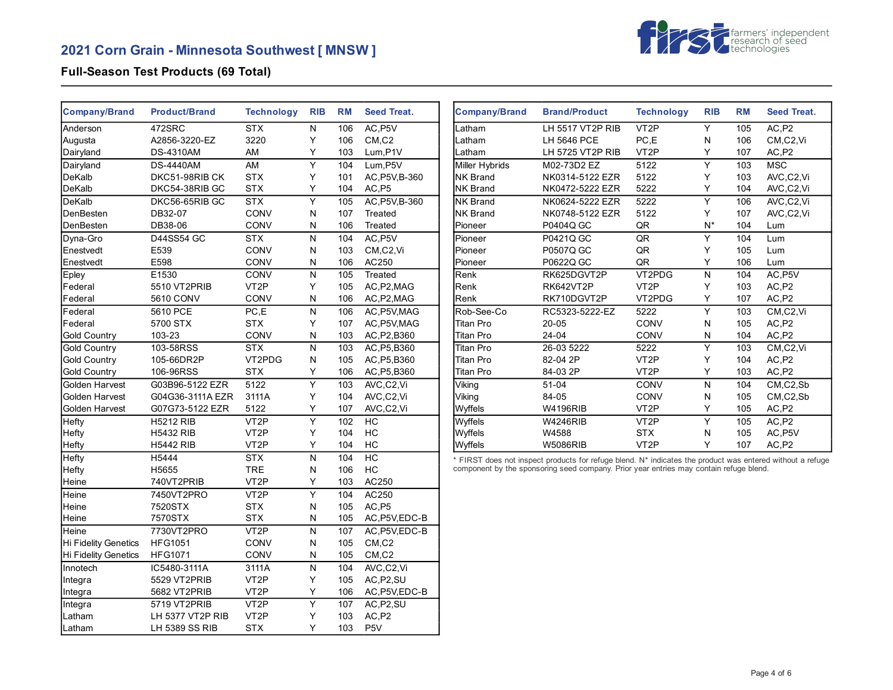## 2021 Corn Grain - Minnesota Southwest [ MNSW ]

### Full-Season Test Products (69 Total)

| Company/Brand | Product/Brand | Technology | RIB | RM | Seed Treat. |
|---|---|---|---|---|---|
| Anderson | 472SRC | STX | N | 106 | AC,P5V |
| Augusta | A2856-3220-EZ | 3220 | Y | 106 | CM,C2 |
| Dairyland | DS-4310AM | AM | Y | 103 | Lum,P1V |
| Dairyland | DS-4440AM | AM | Y | 104 | Lum,P5V |
| DeKalb | DKC51-98RIB CK | STX | Y | 101 | AC,P5V,B-360 |
| DeKalb | DKC54-38RIB GC | STX | Y | 104 | AC,P5 |
| DeKalb | DKC56-65RIB GC | STX | Y | 105 | AC,P5V,B-360 |
| DenBesten | DB32-07 | CONV | N | 107 | Treated |
| DenBesten | DB38-06 | CONV | N | 106 | Treated |
| Dyna-Gro | D44SS54 GC | STX | N | 104 | AC,P5V |
| Enestvedt | E539 | CONV | N | 103 | CM,C2,Vi |
| Enestvedt | E598 | CONV | N | 106 | AC250 |
| Epley | E1530 | CONV | N | 105 | Treated |
| Federal | 5510 VT2PRIB | VT2P | Y | 105 | AC,P2,MAG |
| Federal | 5610 CONV | CONV | N | 106 | AC,P2,MAG |
| Federal | 5610 PCE | PC,E | N | 106 | AC,P5V,MAG |
| Federal | 5700 STX | STX | Y | 107 | AC,P5V,MAG |
| Gold Country | 103-23 | CONV | N | 103 | AC,P2,B360 |
| Gold Country | 103-58RSS | STX | N | 103 | AC,P5,B360 |
| Gold Country | 105-66DR2P | VT2PDG | N | 105 | AC,P5,B360 |
| Gold Country | 106-96RSS | STX | Y | 106 | AC,P5,B360 |
| Golden Harvest | G03B96-5122 EZR | 5122 | Y | 103 | AVC,C2,Vi |
| Golden Harvest | G04G36-3111A EZR | 3111A | Y | 104 | AVC,C2,Vi |
| Golden Harvest | G07G73-5122 EZR | 5122 | Y | 107 | AVC,C2,Vi |
| Hefty | H5212 RIB | VT2P | Y | 102 | HC |
| Hefty | H5432 RIB | VT2P | Y | 104 | HC |
| Hefty | H5442 RIB | VT2P | Y | 104 | HC |
| Hefty | H5444 | STX | N | 104 | HC |
| Hefty | H5655 | TRE | N | 106 | HC |
| Heine | 740VT2PRIB | VT2P | Y | 103 | AC250 |
| Heine | 7450VT2PRO | VT2P | Y | 104 | AC250 |
| Heine | 7520STX | STX | N | 105 | AC,P5 |
| Heine | 7570STX | STX | N | 105 | AC,P5V,EDC-B |
| Heine | 7730VT2PRO | VT2P | N | 107 | AC,P5V,EDC-B |
| Hi Fidelity Genetics | HFG1051 | CONV | N | 105 | CM,C2 |
| Hi Fidelity Genetics | HFG1071 | CONV | N | 105 | CM,C2 |
| Innotech | IC5480-3111A | 3111A | N | 104 | AVC,C2,Vi |
| Integra | 5529 VT2PRIB | VT2P | Y | 105 | AC,P2,SU |
| Integra | 5682 VT2PRIB | VT2P | Y | 106 | AC,P5V,EDC-B |
| Integra | 5719 VT2PRIB | VT2P | Y | 107 | AC,P2,SU |
| Latham | LH 5377 VT2P RIB | VT2P | Y | 103 | AC,P2 |
| Latham | LH 5389 SS RIB | STX | Y | 103 | P5V |

| Company/Brand | Brand/Product | Technology | RIB | RM | Seed Treat. |
|---|---|---|---|---|---|
| Latham | LH 5517 VT2P RIB | VT2P | Y | 105 | AC,P2 |
| Latham | LH 5646 PCE | PC,E | N | 106 | CM,C2,Vi |
| Latham | LH 5725 VT2P RIB | VT2P | Y | 107 | AC,P2 |
| Miller Hybrids | M02-73D2 EZ | 5122 | Y | 103 | MSC |
| NK Brand | NK0314-5122 EZR | 5122 | Y | 103 | AVC,C2,Vi |
| NK Brand | NK0472-5222 EZR | 5222 | Y | 104 | AVC,C2,Vi |
| NK Brand | NK0624-5222 EZR | 5222 | Y | 106 | AVC,C2,Vi |
| NK Brand | NK0748-5122 EZR | 5122 | Y | 107 | AVC,C2,Vi |
| Pioneer | P0404Q GC | QR | N* | 104 | Lum |
| Pioneer | P0421Q GC | QR | Y | 104 | Lum |
| Pioneer | P0507Q GC | QR | Y | 105 | Lum |
| Pioneer | P0622Q GC | QR | Y | 106 | Lum |
| Renk | RK625DGVT2P | VT2PDG | N | 104 | AC,P5V |
| Renk | RK642VT2P | VT2P | Y | 103 | AC,P2 |
| Renk | RK710DGVT2P | VT2PDG | Y | 107 | AC,P2 |
| Rob-See-Co | RC5323-5222-EZ | 5222 | Y | 103 | CM,C2,Vi |
| Titan Pro | 20-05 | CONV | N | 105 | AC,P2 |
| Titan Pro | 24-04 | CONV | N | 104 | AC,P2 |
| Titan Pro | 26-03 5222 | 5222 | Y | 103 | CM,C2,Vi |
| Titan Pro | 82-04 2P | VT2P | Y | 104 | AC,P2 |
| Titan Pro | 84-03 2P | VT2P | Y | 103 | AC,P2 |
| Viking | 51-04 | CONV | N | 104 | CM,C2,Sb |
| Viking | 84-05 | CONV | N | 105 | CM,C2,Sb |
| Wyffels | W4196RIB | VT2P | Y | 105 | AC,P2 |
| Wyffels | W4246RIB | VT2P | Y | 105 | AC,P2 |
| Wyffels | W4588 | STX | N | 105 | AC,P5V |
| Wyffels | W5086RIB | VT2P | Y | 107 | AC,P2 |

* FIRST does not inspect products for refuge blend. N* indicates the product was entered without a refuge component by the sponsoring seed company. Prior year entries may contain refuge blend.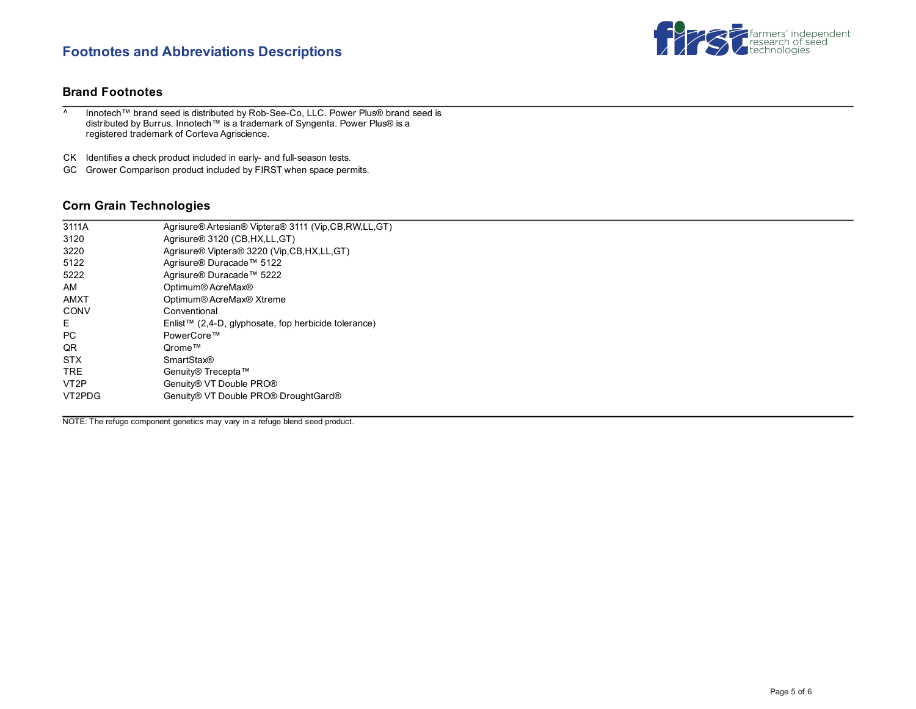## Footnotes and Abbreviations Descriptions

### Brand Footnotes

| | |
|---|---|
| ^ | Innotech™ brand seed is distributed by Rob-See-Co, LLC. Power Plus® brand seed is distributed by Burrus. Innotech™ is a trademark of Syngenta. Power Plus® is a registered trademark of Corteva Agriscience. |
| CK | Identifies a check product included in early- and full-season tests. |
| GC | Grower Comparison product included by FIRST when space permits. |

### Corn Grain Technologies

| | |
|---|---|
| 3111A | Agrisure® Artesian® Viptera® 3111 (Vip,CB,RW,LL,GT) |
| 3120 | Agrisure® 3120 (CB,HX,LL,GT) |
| 3220 | Agrisure® Viptera® 3220 (Vip,CB,HX,LL,GT) |
| 5122 | Agrisure® Duracade™ 5122 |
| 5222 | Agrisure® Duracade™ 5222 |
| AM | Optimum® AcreMax® |
| AMXT | Optimum® AcreMax® Xtreme |
| CONV | Conventional |
| E | Enlist™ (2,4-D, glyphosate, fop herbicide tolerance) |
| PC | PowerCore™ |
| QR | Qrome™ |
| STX | SmartStax® |
| TRE | Genuity® Trecepta™ |
| VT2P | Genuity® VT Double PRO® |
| VT2PDG | Genuity® VT Double PRO® DroughtGard® |

NOTE: The refuge component genetics may vary in a refuge blend seed product.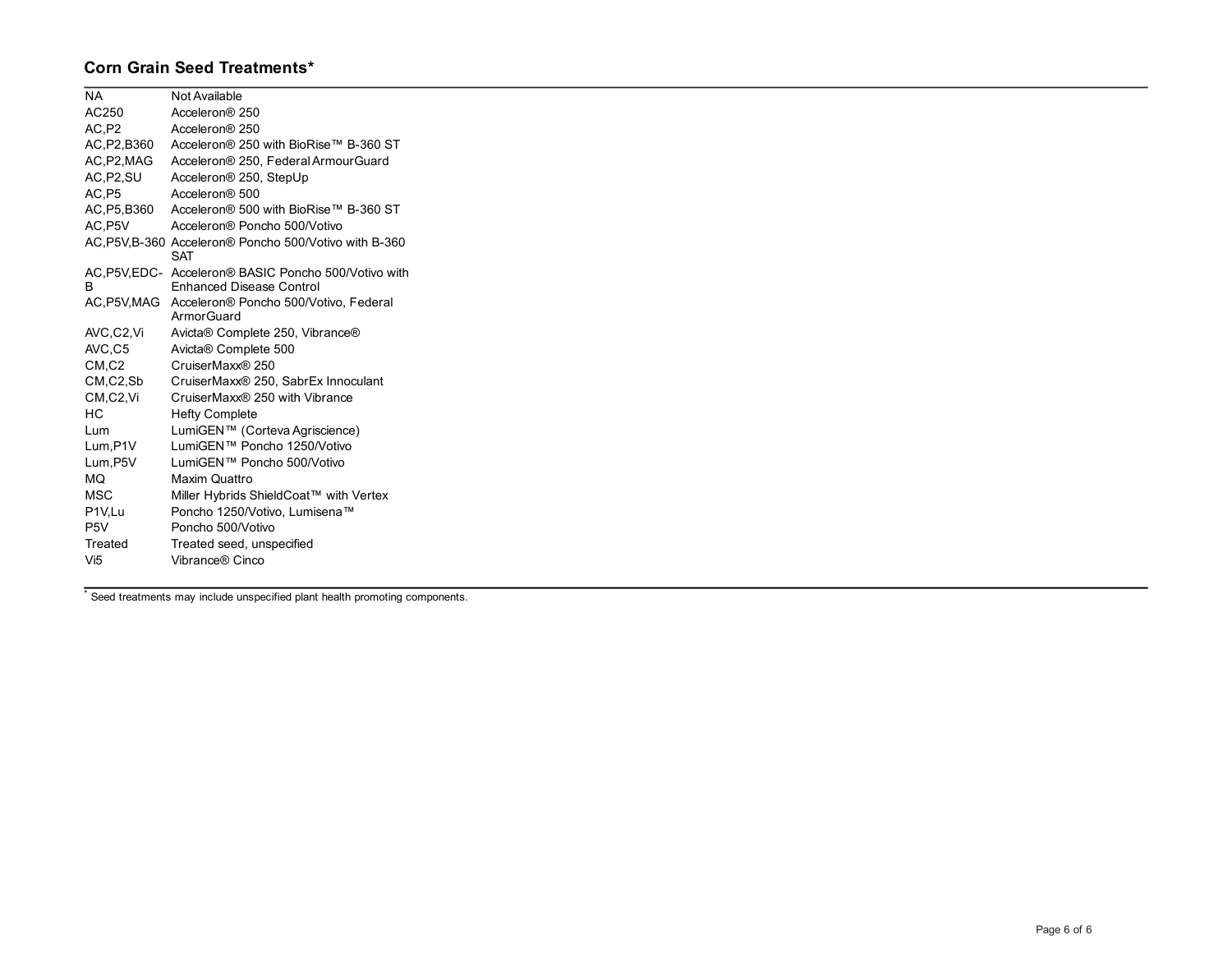## Corn Grain Seed Treatments*

| | |
|---|---|
| NA | Not Available |
| AC250 | Acceleron® 250 |
| AC,P2 | Acceleron® 250 |
| AC,P2,B360 | Acceleron® 250 with BioRise™ B-360 ST |
| AC,P2,MAG | Acceleron® 250, Federal ArmourGuard |
| AC,P2,SU | Acceleron® 250, StepUp |
| AC,P5 | Acceleron® 500 |
| AC,P5,B360 | Acceleron® 500 with BioRise™ B-360 ST |
| AC,P5V | Acceleron® Poncho 500/Votivo |
| AC,P5V,B-360 | Acceleron® Poncho 500/Votivo with B-360 SAT |
| AC,P5V,EDC-B | Acceleron® BASIC Poncho 500/Votivo with Enhanced Disease Control |
| AC,P5V,MAG | Acceleron® Poncho 500/Votivo, Federal ArmorGuard |
| AVC,C2,Vi | Avicta® Complete 250, Vibrance® |
| AVC,C5 | Avicta® Complete 500 |
| CM,C2 | CruiserMaxx® 250 |
| CM,C2,Sb | CruiserMaxx® 250, SabrEx Innoculant |
| CM,C2,Vi | CruiserMaxx® 250 with Vibrance |
| HC | Hefty Complete |
| Lum | LumiGEN™ (Corteva Agriscience) |
| Lum,P1V | LumiGEN™ Poncho 1250/Votivo |
| Lum,P5V | LumiGEN™ Poncho 500/Votivo |
| MQ | Maxim Quattro |
| MSC | Miller Hybrids ShieldCoat™ with Vertex |
| P1V,Lu | Poncho 1250/Votivo, Lumisena™ |
| P5V | Poncho 500/Votivo |
| Treated | Treated seed, unspecified |
| Vi5 | Vibrance® Cinco |

* Seed treatments may include unspecified plant health promoting components.